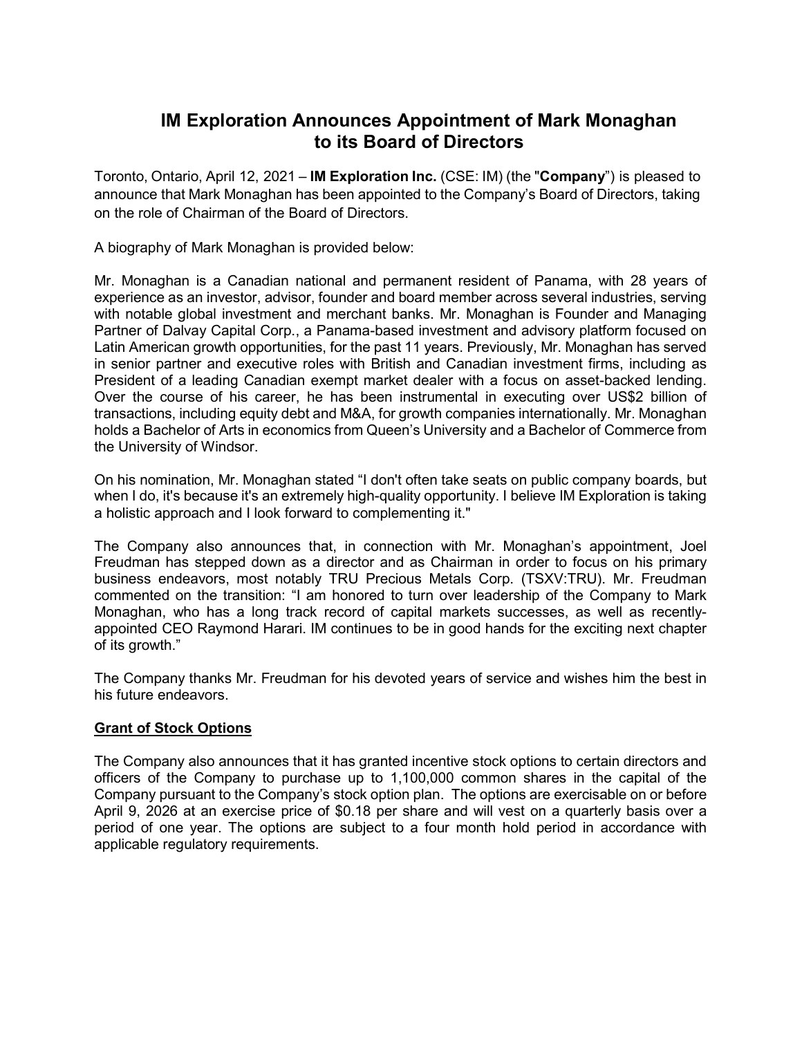# IM Exploration Announces Appointment of Mark Monaghan to its Board of Directors

Toronto, Ontario, April 12, 2021 – **IM Exploration Inc.** (CSE: IM) (the "**Company**") is pleased to announce that Mark Monaghan has been appointed to the Company's Board of Directors, taking on the role of Chairman of the Board of Directors.

A biography of Mark Monaghan is provided below:

Mr. Monaghan is a Canadian national and permanent resident of Panama, with 28 years of experience as an investor, advisor, founder and board member across several industries, serving with notable global investment and merchant banks. Mr. Monaghan is Founder and Managing Partner of Dalvay Capital Corp., a Panama-based investment and advisory platform focused on Latin American growth opportunities, for the past 11 years. Previously, Mr. Monaghan has served in senior partner and executive roles with British and Canadian investment firms, including as President of a leading Canadian exempt market dealer with a focus on asset-backed lending. Over the course of his career, he has been instrumental in executing over US$2 billion of transactions, including equity debt and M&A, for growth companies internationally. Mr. Monaghan holds a Bachelor of Arts in economics from Queen's University and a Bachelor of Commerce from the University of Windsor.

On his nomination, Mr. Monaghan stated "I don't often take seats on public company boards, but when I do, it's because it's an extremely high-quality opportunity. I believe IM Exploration is taking a holistic approach and I look forward to complementing it."

The Company also announces that, in connection with Mr. Monaghan's appointment, Joel Freudman has stepped down as a director and as Chairman in order to focus on his primary business endeavors, most notably TRU Precious Metals Corp. (TSXV:TRU). Mr. Freudman commented on the transition: "I am honored to turn over leadership of the Company to Mark Monaghan, who has a long track record of capital markets successes, as well as recently-appointed CEO Raymond Harari. IM continues to be in good hands for the exciting next chapter of its growth."

The Company thanks Mr. Freudman for his devoted years of service and wishes him the best in his future endeavors.

**Grant of Stock Options**

The Company also announces that it has granted incentive stock options to certain directors and officers of the Company to purchase up to 1,100,000 common shares in the capital of the Company pursuant to the Company's stock option plan. The options are exercisable on or before April 9, 2026 at an exercise price of $0.18 per share and will vest on a quarterly basis over a period of one year. The options are subject to a four month hold period in accordance with applicable regulatory requirements.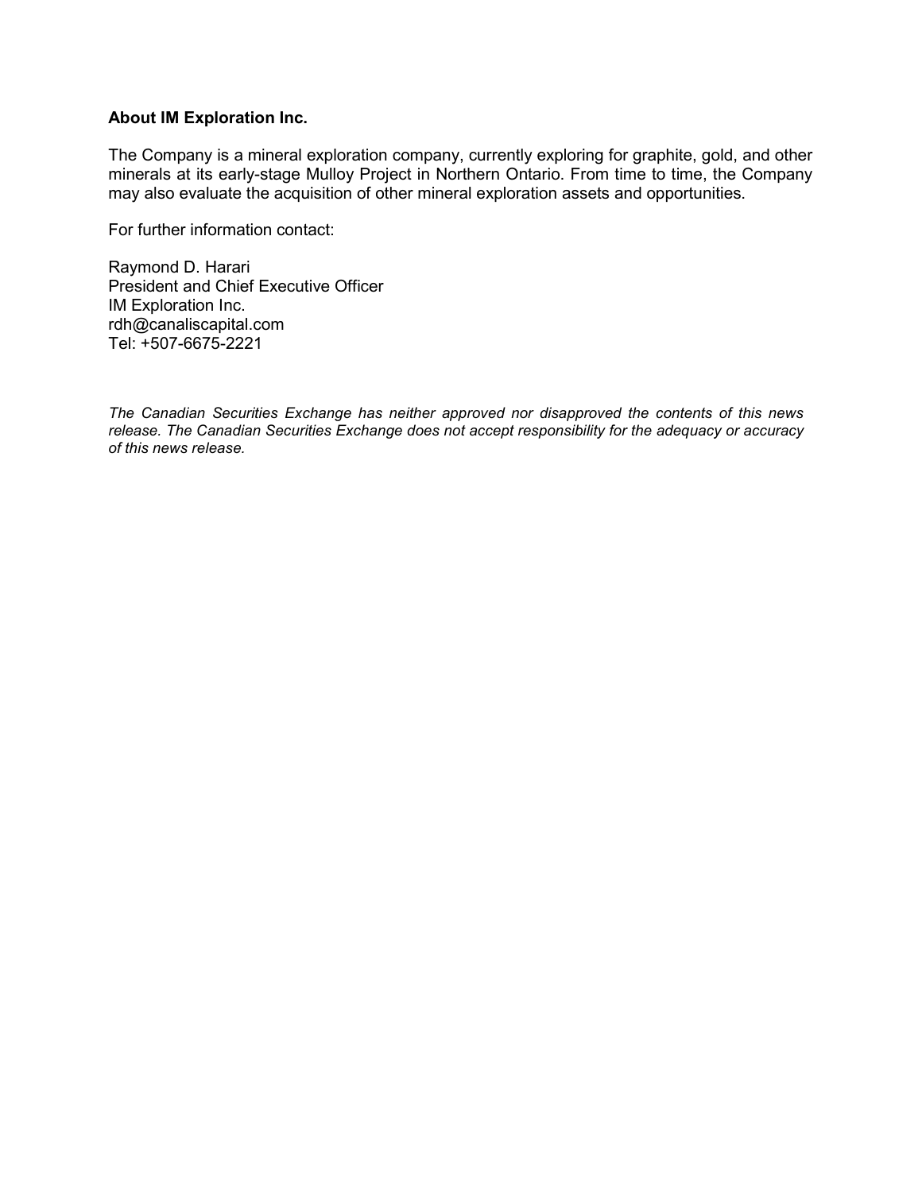**About IM Exploration Inc.**

The Company is a mineral exploration company, currently exploring for graphite, gold, and other minerals at its early-stage Mulloy Project in Northern Ontario. From time to time, the Company may also evaluate the acquisition of other mineral exploration assets and opportunities.

For further information contact:

Raymond D. Harari  
President and Chief Executive Officer  
IM Exploration Inc.  
rdh@canaliscapital.com  
Tel: +507-6675-2221

*The Canadian Securities Exchange has neither approved nor disapproved the contents of this news release. The Canadian Securities Exchange does not accept responsibility for the adequacy or accuracy of this news release.*